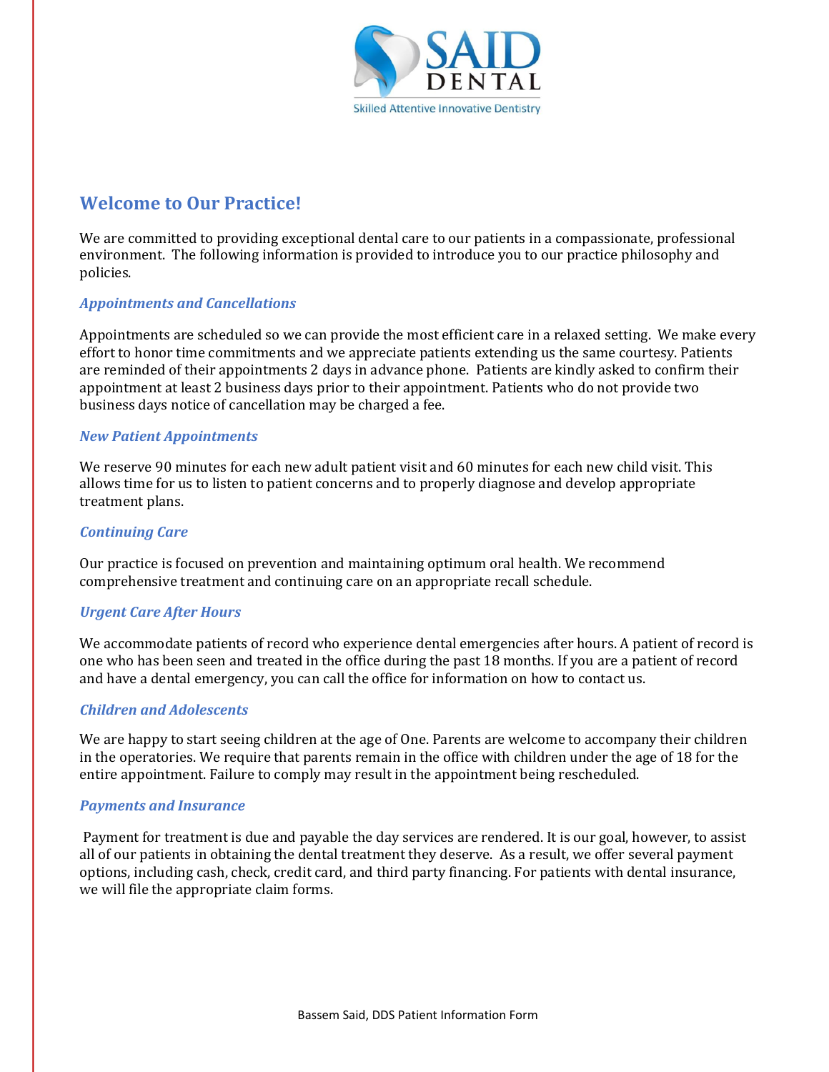SAID DENTAL

Skilled Attentive Innovative Dentistry

## Welcome to Our Practice!

We are committed to providing exceptional dental care to our patients in a compassionate, professional environment. The following information is provided to introduce you to our practice philosophy and policies.

### *Appointments and Cancellations*

Appointments are scheduled so we can provide the most efficient care in a relaxed setting. We make every effort to honor time commitments and we appreciate patients extending us the same courtesy. Patients are reminded of their appointments 2 days in advance phone. Patients are kindly asked to confirm their appointment at least 2 business days prior to their appointment. Patients who do not provide two business days notice of cancellation may be charged a fee.

### *New Patient Appointments*

We reserve 90 minutes for each new adult patient visit and 60 minutes for each new child visit. This allows time for us to listen to patient concerns and to properly diagnose and develop appropriate treatment plans.

### *Continuing Care*

Our practice is focused on prevention and maintaining optimum oral health. We recommend comprehensive treatment and continuing care on an appropriate recall schedule.

### *Urgent Care After Hours*

We accommodate patients of record who experience dental emergencies after hours. A patient of record is one who has been seen and treated in the office during the past 18 months. If you are a patient of record and have a dental emergency, you can call the office for information on how to contact us.

### *Children and Adolescents*

We are happy to start seeing children at the age of One. Parents are welcome to accompany their children in the operatories. We require that parents remain in the office with children under the age of 18 for the entire appointment. Failure to comply may result in the appointment being rescheduled.

### *Payments and Insurance*

Payment for treatment is due and payable the day services are rendered. It is our goal, however, to assist all of our patients in obtaining the dental treatment they deserve. As a result, we offer several payment options, including cash, check, credit card, and third party financing. For patients with dental insurance, we will file the appropriate claim forms.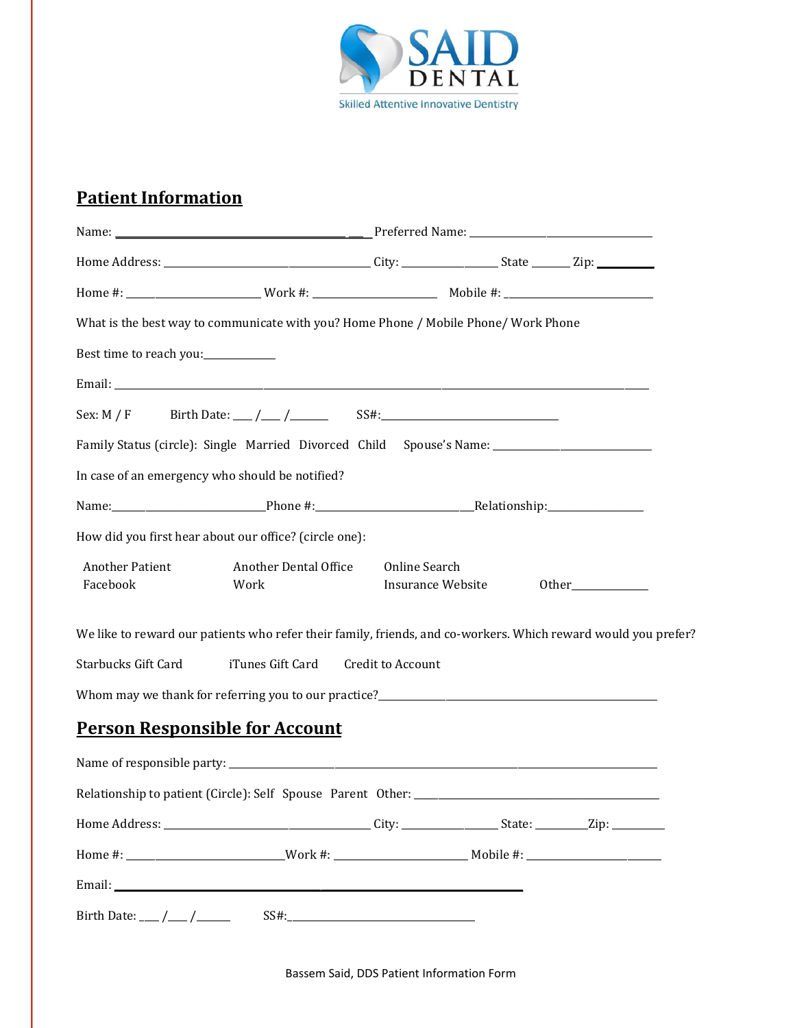SAID DENTAL

Skilled Attentive Innovative Dentistry

## Patient Information

Name: ___________________________________ Preferred Name: ___________________________

Home Address: ____________________________ City: ______________ State ______ Zip: _________

Home #: ______________________ Work #: ____________________ Mobile #: ________________________

What is the best way to communicate with you? Home Phone / Mobile Phone/ Work Phone

Best time to reach you:____________

Email: ________________________________________________________________________________

Sex: M / F Birth Date: ___ /___ /_______ SS#:______________________________

Family Status (circle): Single Married Divorced Child Spouse's Name: _________________________

In case of an emergency who should be notified?

Name:__________________________Phone #:____________________________Relationship:________________

How did you first hear about our office? (circle one):

Another Patient Another Dental Office Online Search
Facebook Work Insurance Website Other_____________

We like to reward our patients who refer their family, friends, and co-workers. Which reward would you prefer?

Starbucks Gift Card iTunes Gift Card Credit to Account

Whom may we thank for referring you to our practice?_______________________________________

## Person Responsible for Account

Name of responsible party: ____________________________________________________________

Relationship to patient (Circle): Self Spouse Parent Other: ___________________________________

Home Address: ____________________________ City: ______________ State: ________Zip: _________

Home #: ___________________________Work #: ______________________ Mobile #: ______________________

Email: ___________________________________________________________

Birth Date: ___ /___ /______ SS#:______________________________

Bassem Said, DDS Patient Information Form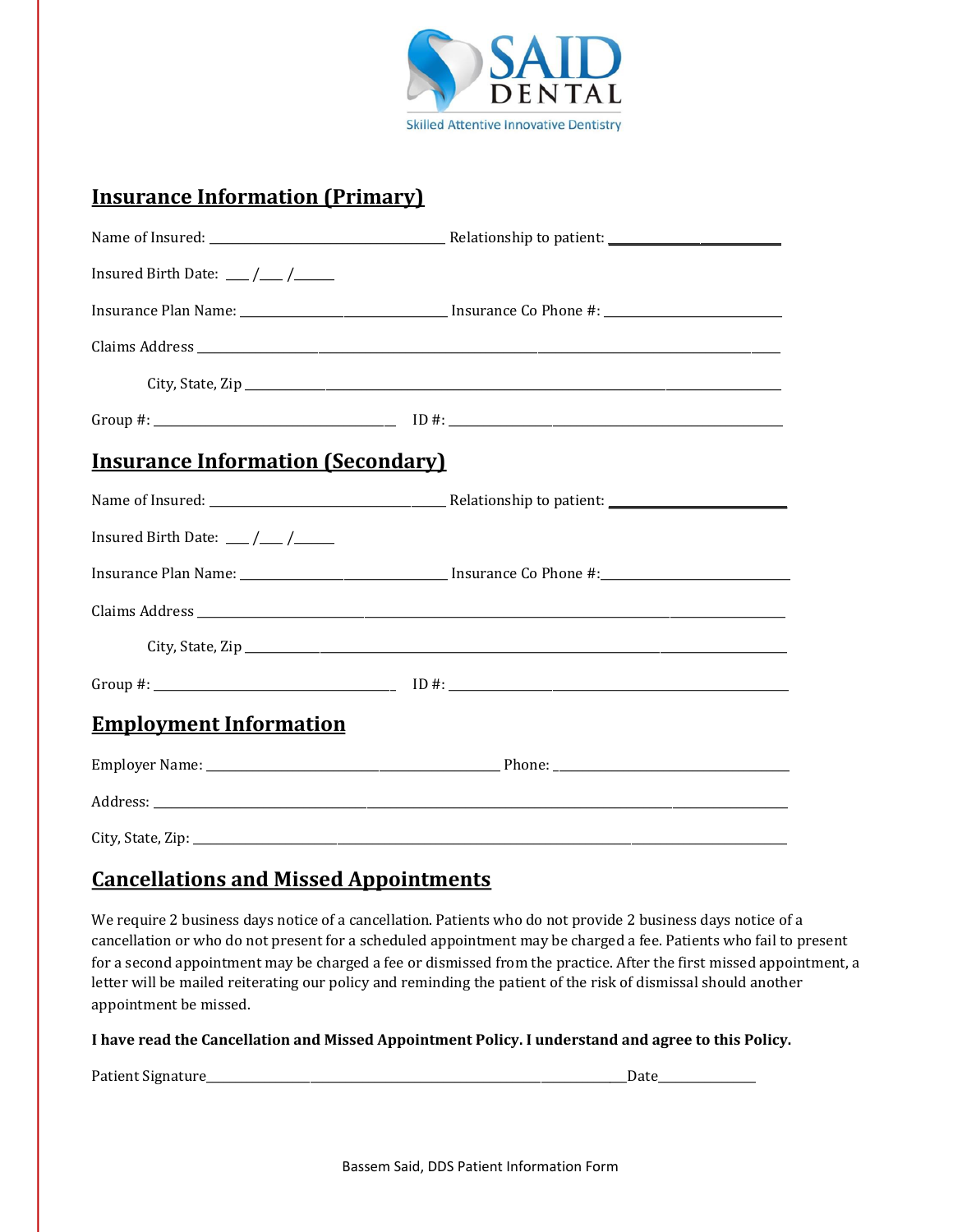SAID DENTAL

Skilled Attentive Innovative Dentistry

## Insurance Information (Primary)

Name of Insured: ______________________ Relationship to patient: ______________________

Insured Birth Date: ___ /___ /_____

Insurance Plan Name: ______________________ Insurance Co Phone #: ______________________

Claims Address ______________________________________________

City, State, Zip ______________________________________________

Group #: ______________________ ID #: ______________________

## Insurance Information (Secondary)

Name of Insured: ______________________ Relationship to patient: ______________________

Insured Birth Date: ___ /___ /_____

Insurance Plan Name: ______________________ Insurance Co Phone #: ______________________

Claims Address ______________________________________________

City, State, Zip ______________________________________________

Group #: ______________________ ID #: ______________________

## Employment Information

Employer Name: ______________________ Phone: ______________________

Address: ______________________________________________

City, State, Zip: ______________________________________________

## Cancellations and Missed Appointments

We require 2 business days notice of a cancellation. Patients who do not provide 2 business days notice of a cancellation or who do not present for a scheduled appointment may be charged a fee. Patients who fail to present for a second appointment may be charged a fee or dismissed from the practice. After the first missed appointment, a letter will be mailed reiterating our policy and reminding the patient of the risk of dismissal should another appointment be missed.

**I have read the Cancellation and Missed Appointment Policy. I understand and agree to this Policy.**

Patient Signature______________________________________________Date______________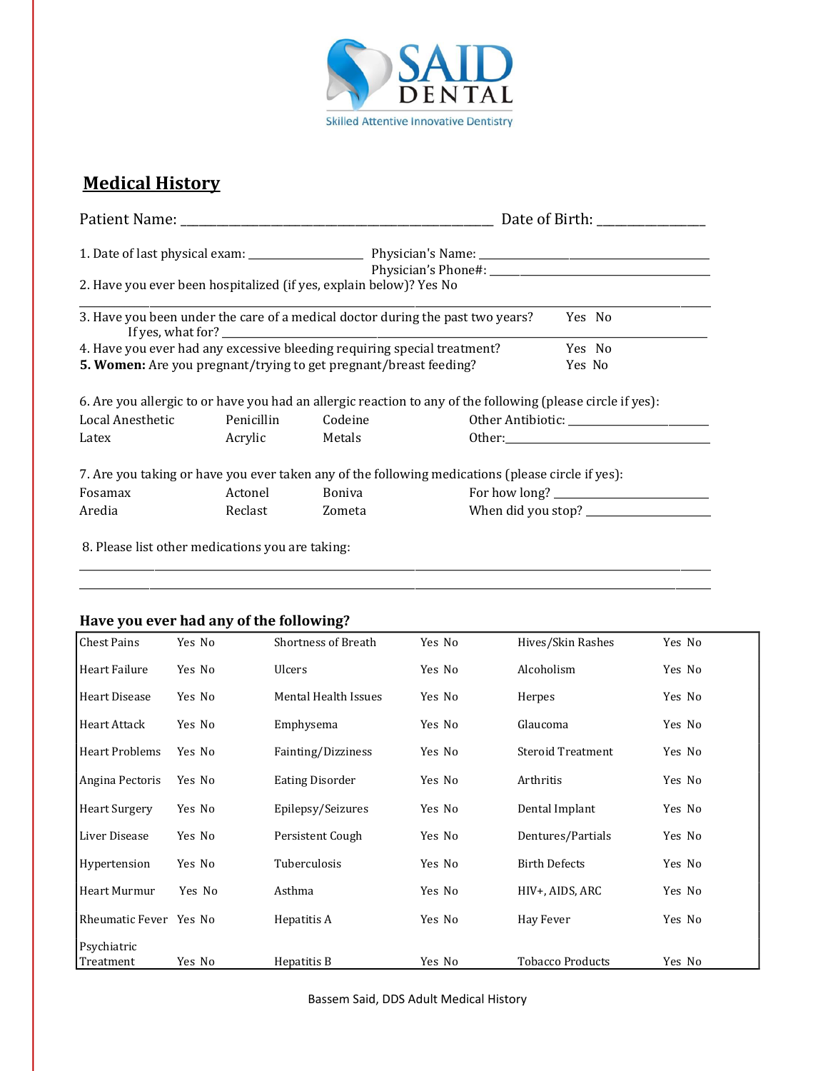SAID DENTAL

Skilled Attentive Innovative Dentistry

## Medical History

Patient Name: ______________________________________________ Date of Birth: ________________

1. Date of last physical exam: __________________ Physician's Name: ________________________________________
   Physician's Phone#: ____________________________________
2. Have you ever been hospitalized (if yes, explain below)? Yes No

_____________________________________________________________________________________________

3. Have you been under the care of a medical doctor during the past two years? Yes No
   If yes, what for? ______________________________________________________________________
4. Have you ever had any excessive bleeding requiring special treatment? Yes No
5. **Women:** Are you pregnant/trying to get pregnant/breast feeding? Yes No

6. Are you allergic to or have you had an allergic reaction to any of the following (please circle if yes):

| | | | |
|---|---|---|---|
| Local Anesthetic | Penicillin | Codeine | Other Antibiotic: ________________ |
| Latex | Acrylic | Metals | Other: ________________ |

7. Are you taking or have you ever taken any of the following medications (please circle if yes):

| | | | |
|---|---|---|---|
| Fosamax | Actonel | Boniva | For how long? ________________ |
| Aredia | Reclast | Zometa | When did you stop? ________________ |

8. Please list other medications you are taking:

_____________________________________________________________________________________________

_____________________________________________________________________________________________

### Have you ever had any of the following?

| | | | | | |
|---|---|---|---|---|---|
| Chest Pains | Yes No | Shortness of Breath | Yes No | Hives/Skin Rashes | Yes No |
| Heart Failure | Yes No | Ulcers | Yes No | Alcoholism | Yes No |
| Heart Disease | Yes No | Mental Health Issues | Yes No | Herpes | Yes No |
| Heart Attack | Yes No | Emphysema | Yes No | Glaucoma | Yes No |
| Heart Problems | Yes No | Fainting/Dizziness | Yes No | Steroid Treatment | Yes No |
| Angina Pectoris | Yes No | Eating Disorder | Yes No | Arthritis | Yes No |
| Heart Surgery | Yes No | Epilepsy/Seizures | Yes No | Dental Implant | Yes No |
| Liver Disease | Yes No | Persistent Cough | Yes No | Dentures/Partials | Yes No |
| Hypertension | Yes No | Tuberculosis | Yes No | Birth Defects | Yes No |
| Heart Murmur | Yes No | Asthma | Yes No | HIV+, AIDS, ARC | Yes No |
| Rheumatic Fever | Yes No | Hepatitis A | Yes No | Hay Fever | Yes No |
| Psychiatric Treatment | Yes No | Hepatitis B | Yes No | Tobacco Products | Yes No |

Bassem Said, DDS Adult Medical History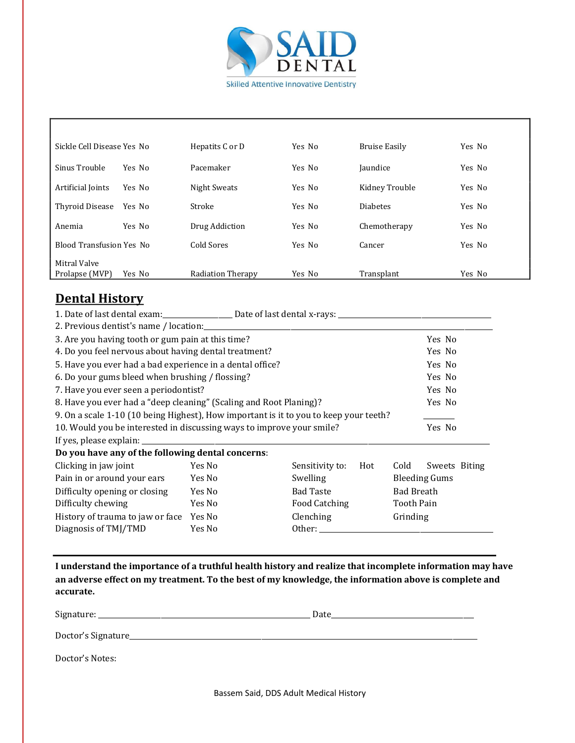SAID DENTAL

Skilled Attentive Innovative Dentistry

| | | | | | |
|---|---|---|---|---|---|
| Sickle Cell Disease | Yes No | Hepatits C or D | Yes No | Bruise Easily | Yes No |
| Sinus Trouble | Yes No | Pacemaker | Yes No | Jaundice | Yes No |
| Artificial Joints | Yes No | Night Sweats | Yes No | Kidney Trouble | Yes No |
| Thyroid Disease | Yes No | Stroke | Yes No | Diabetes | Yes No |
| Anemia | Yes No | Drug Addiction | Yes No | Chemotherapy | Yes No |
| Blood Transfusion | Yes No | Cold Sores | Yes No | Cancer | Yes No |
| Mitral Valve Prolapse (MVP) | Yes No | Radiation Therapy | Yes No | Transplant | Yes No |

## Dental History

1. Date of last dental exam:_______________ Date of last dental x-rays: ______________________________
2. Previous dentist's name / location:______________________________________________
3. Are you having tooth or gum pain at this time? Yes No
4. Do you feel nervous about having dental treatment? Yes No
5. Have you ever had a bad experience in a dental office? Yes No
6. Do your gums bleed when brushing / flossing? Yes No
7. Have you ever seen a periodontist? Yes No
8. Have you ever had a "deep cleaning" (Scaling and Root Planing)? Yes No
9. On a scale 1-10 (10 being Highest), How important is it to you to keep your teeth? _______
10. Would you be interested in discussing ways to improve your smile? Yes No

If yes, please explain: ______________________________________________

**Do you have any of the following dental concerns**:

| | | | | | | |
|---|---|---|---|---|---|---|
| Clicking in jaw joint | Yes No | Sensitivity to: | Hot | Cold | Sweets | Biting |
| Pain in or around your ears | Yes No | Swelling | | Bleeding Gums | | |
| Difficulty opening or closing | Yes No | Bad Taste | | Bad Breath | | |
| Difficulty chewing | Yes No | Food Catching | | Tooth Pain | | |
| History of trauma to jaw or face | Yes No | Clenching | | Grinding | | |
| Diagnosis of TMJ/TMD | Yes No | Other: ______________________ | | | | |

**I understand the importance of a truthful health history and realize that incomplete information may have an adverse effect on my treatment. To the best of my knowledge, the information above is complete and accurate.**

Signature: ______________________________________ Date______________________________

Doctor's Signature__________________________________________________________

Doctor's Notes:

Bassem Said, DDS Adult Medical History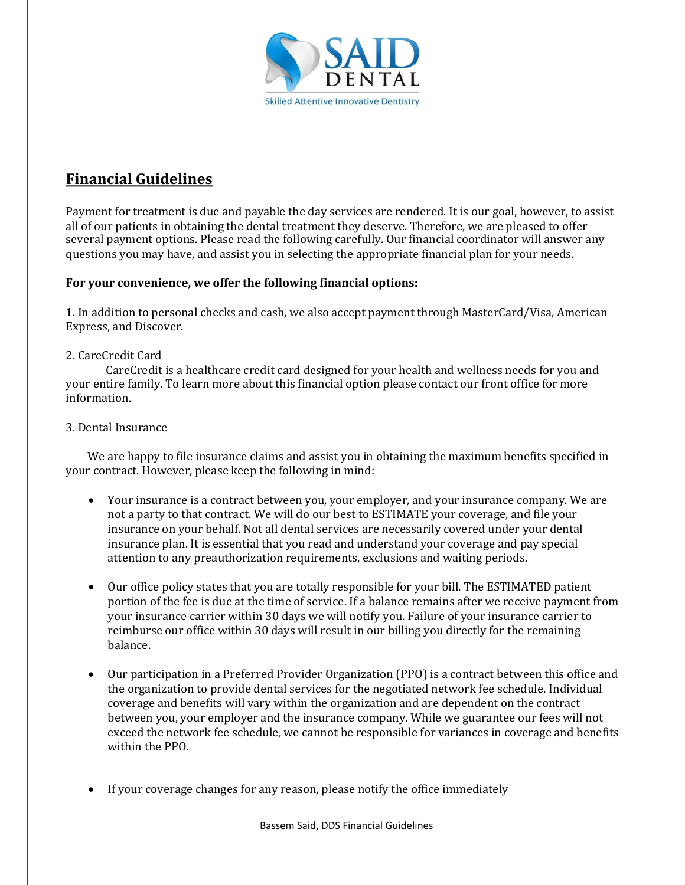SAID DENTAL

Skilled Attentive Innovative Dentistry

## Financial Guidelines

Payment for treatment is due and payable the day services are rendered. It is our goal, however, to assist all of our patients in obtaining the dental treatment they deserve. Therefore, we are pleased to offer several payment options. Please read the following carefully. Our financial coordinator will answer any questions you may have, and assist you in selecting the appropriate financial plan for your needs.

**For your convenience, we offer the following financial options:**

1. In addition to personal checks and cash, we also accept payment through MasterCard/Visa, American Express, and Discover.

2. CareCredit Card

CareCredit is a healthcare credit card designed for your health and wellness needs for you and your entire family. To learn more about this financial option please contact our front office for more information.

3. Dental Insurance

We are happy to file insurance claims and assist you in obtaining the maximum benefits specified in your contract. However, please keep the following in mind:

- Your insurance is a contract between you, your employer, and your insurance company. We are not a party to that contract. We will do our best to ESTIMATE your coverage, and file your insurance on your behalf. Not all dental services are necessarily covered under your dental insurance plan. It is essential that you read and understand your coverage and pay special attention to any preauthorization requirements, exclusions and waiting periods.

- Our office policy states that you are totally responsible for your bill. The ESTIMATED patient portion of the fee is due at the time of service. If a balance remains after we receive payment from your insurance carrier within 30 days we will notify you. Failure of your insurance carrier to reimburse our office within 30 days will result in our billing you directly for the remaining balance.

- Our participation in a Preferred Provider Organization (PPO) is a contract between this office and the organization to provide dental services for the negotiated network fee schedule. Individual coverage and benefits will vary within the organization and are dependent on the contract between you, your employer and the insurance company. While we guarantee our fees will not exceed the network fee schedule, we cannot be responsible for variances in coverage and benefits within the PPO.

- If your coverage changes for any reason, please notify the office immediately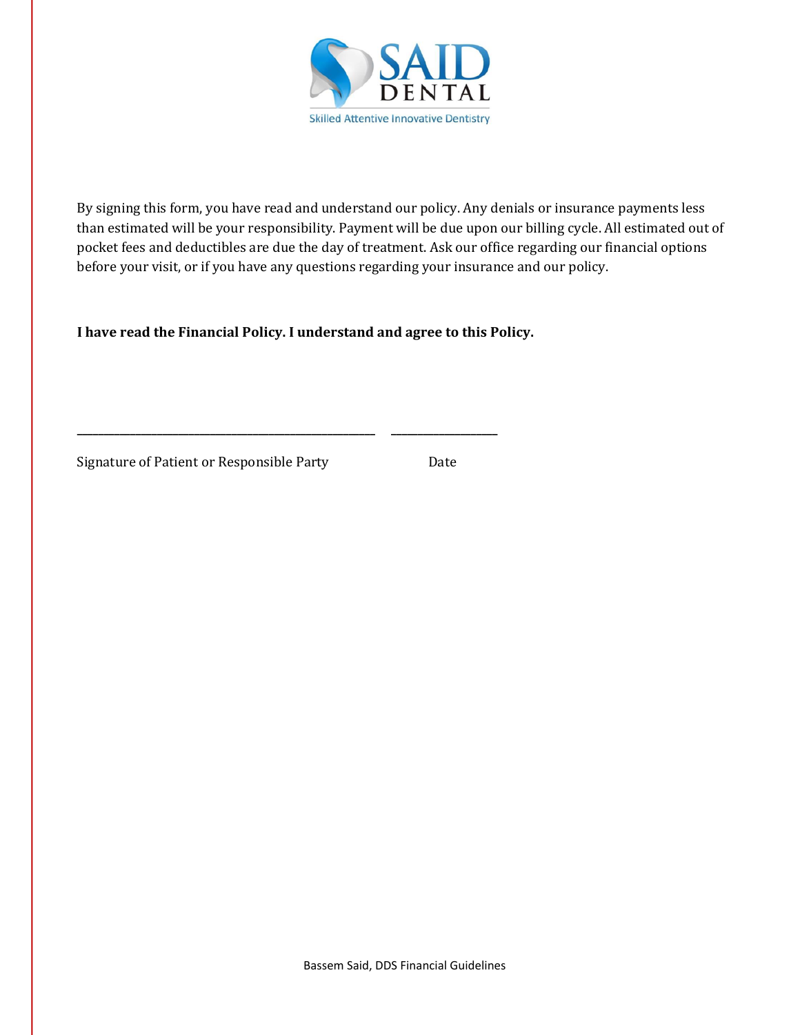By signing this form, you have read and understand our policy. Any denials or insurance payments less than estimated will be your responsibility. Payment will be due upon our billing cycle. All estimated out of pocket fees and deductibles are due the day of treatment. Ask our office regarding our financial options before your visit, or if you have any questions regarding your insurance and our policy.

**I have read the Financial Policy. I understand and agree to this Policy.**

\_\_\_\_\_\_\_\_\_\_\_\_\_\_\_\_\_\_\_\_\_\_\_\_\_\_\_\_\_\_\_\_\_\_\_\_\_\_\_\_\_\_\_\_\_\_ \_\_\_\_\_\_\_\_\_\_\_\_\_\_\_\_\_

Signature of Patient or Responsible Party Date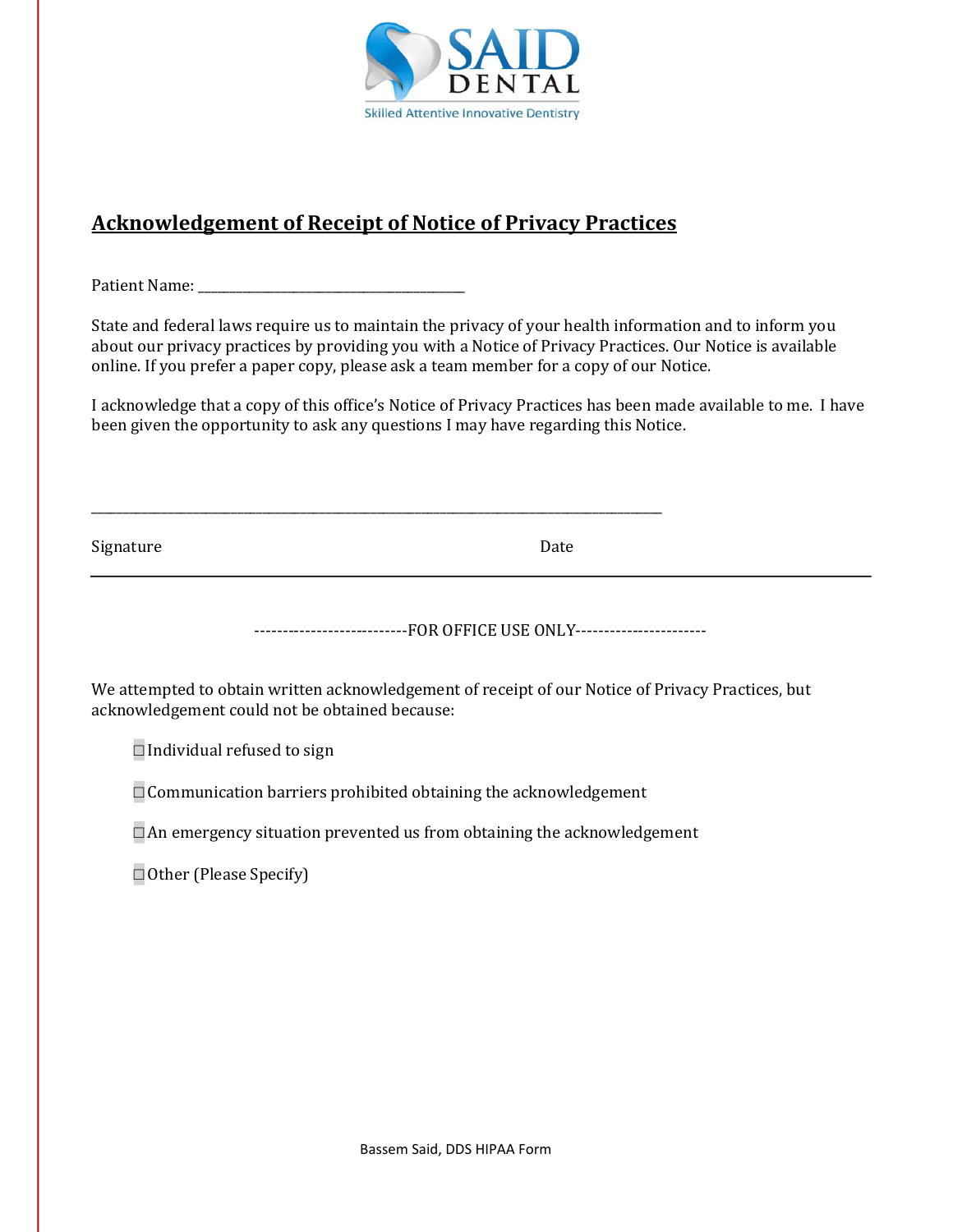SAID DENTAL

Skilled Attentive Innovative Dentistry

## Acknowledgement of Receipt of Notice of Privacy Practices

Patient Name: ______________________________________

State and federal laws require us to maintain the privacy of your health information and to inform you about our privacy practices by providing you with a Notice of Privacy Practices. Our Notice is available online. If you prefer a paper copy, please ask a team member for a copy of our Notice.

I acknowledge that a copy of this office's Notice of Privacy Practices has been made available to me. I have been given the opportunity to ask any questions I may have regarding this Notice.

_____________________________________________________________________________________

Signature Date

---

--------------------------FOR OFFICE USE ONLY----------------------

We attempted to obtain written acknowledgement of receipt of our Notice of Privacy Practices, but acknowledgement could not be obtained because:

- ☐ Individual refused to sign
- ☐ Communication barriers prohibited obtaining the acknowledgement
- ☐ An emergency situation prevented us from obtaining the acknowledgement
- ☐ Other (Please Specify)

Bassem Said, DDS HIPAA Form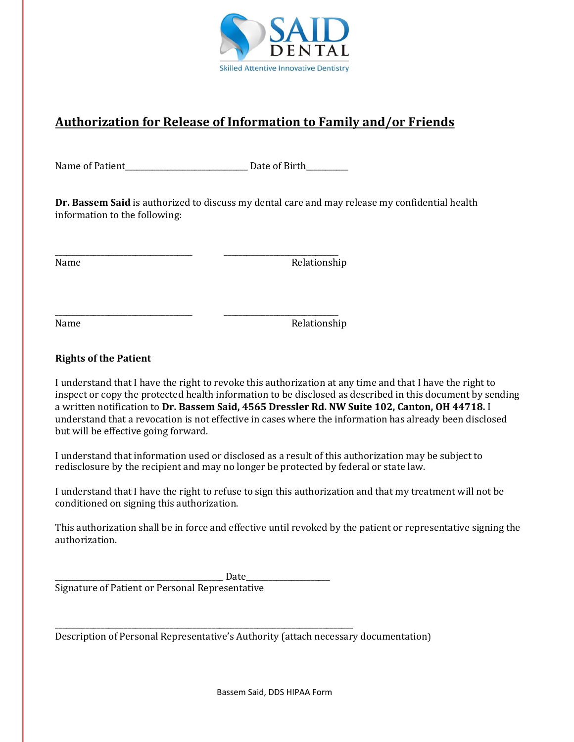SAID DENTAL

Skilled Attentive Innovative Dentistry

## Authorization for Release of Information to Family and/or Friends

Name of Patient_____________________________ Date of Birth__________

**Dr. Bassem Said** is authorized to discuss my dental care and may release my confidential health information to the following:

_________________________________ ___________________________

Name Relationship

_________________________________ ___________________________

Name Relationship

**Rights of the Patient**

I understand that I have the right to revoke this authorization at any time and that I have the right to inspect or copy the protected health information to be disclosed as described in this document by sending a written notification to **Dr. Bassem Said, 4565 Dressler Rd. NW Suite 102, Canton, OH 44718.** I understand that a revocation is not effective in cases where the information has already been disclosed but will be effective going forward.

I understand that information used or disclosed as a result of this authorization may be subject to redisclosure by the recipient and may no longer be protected by federal or state law.

I understand that I have the right to refuse to sign this authorization and that my treatment will not be conditioned on signing this authorization.

This authorization shall be in force and effective until revoked by the patient or representative signing the authorization.

________________________________________ Date____________________

Signature of Patient or Personal Representative

________________________________________________________________________

Description of Personal Representative's Authority (attach necessary documentation)

Bassem Said, DDS HIPAA Form